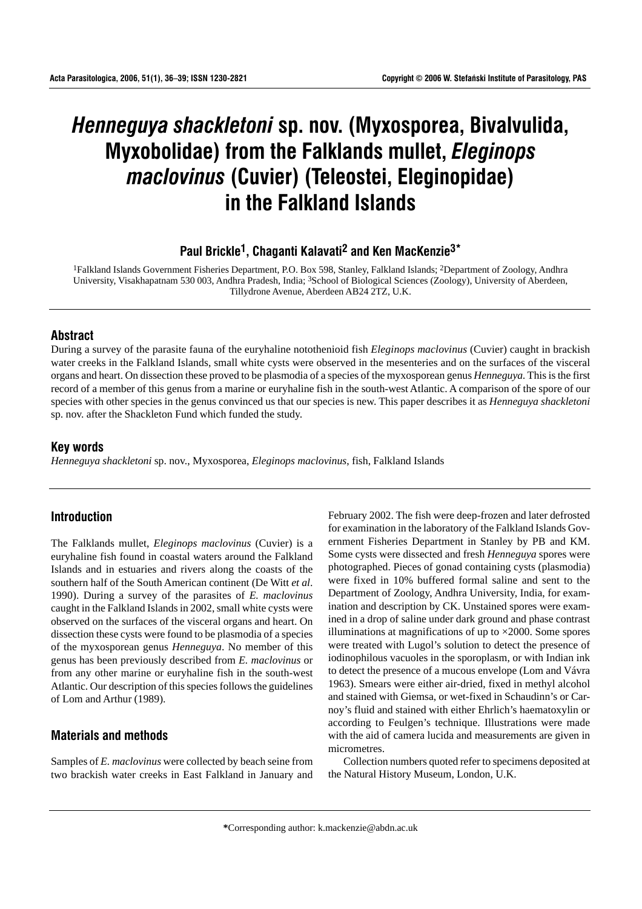# *Henneguya shackletoni* sp. nov. (Myxosporea, Bivalvulida, Myxobolidae) from the Falklands mullet, *Eleginops maclovinus* (Cuvier) (Teleostei, Eleginopidae) in the Falkland Islands

**Paul Brickle[1], Chaganti Kalavati[2] and Ken MacKenzie[3]***

[1]Falkland Islands Government Fisheries Department, P.O. Box 598, Stanley, Falkland Islands; [2]Department of Zoology, Andhra University, Visakhapatnam 530 003, Andhra Pradesh, India; [3]School of Biological Sciences (Zoology), University of Aberdeen, Tillydrone Avenue, Aberdeen AB24 2TZ, U.K.

## Abstract

During a survey of the parasite fauna of the euryhaline notothenioid fish *Eleginops maclovinus* (Cuvier) caught in brackish water creeks in the Falkland Islands, small white cysts were observed in the mesenteries and on the surfaces of the visceral organs and heart. On dissection these proved to be plasmodia of a species of the myxosporean genus *Henneguya*. This is the first record of a member of this genus from a marine or euryhaline fish in the south-west Atlantic. A comparison of the spore of our species with other species in the genus convinced us that our species is new. This paper describes it as *Henneguya shackletoni* sp. nov. after the Shackleton Fund which funded the study.

## Key words

*Henneguya shackletoni* sp. nov., Myxosporea, *Eleginops maclovinus*, fish, Falkland Islands

## Introduction

The Falklands mullet, *Eleginops maclovinus* (Cuvier) is a euryhaline fish found in coastal waters around the Falkland Islands and in estuaries and rivers along the coasts of the southern half of the South American continent (De Witt *et al*. 1990). During a survey of the parasites of *E. maclovinus* caught in the Falkland Islands in 2002, small white cysts were observed on the surfaces of the visceral organs and heart. On dissection these cysts were found to be plasmodia of a species of the myxosporean genus *Henneguya*. No member of this genus has been previously described from *E. maclovinus* or from any other marine or euryhaline fish in the south-west Atlantic. Our description of this species follows the guidelines of Lom and Arthur (1989).

## Materials and methods

Samples of *E. maclovinus* were collected by beach seine from two brackish water creeks in East Falkland in January and February 2002. The fish were deep-frozen and later defrosted for examination in the laboratory of the Falkland Islands Government Fisheries Department in Stanley by PB and KM. Some cysts were dissected and fresh *Henneguya* spores were photographed. Pieces of gonad containing cysts (plasmodia) were fixed in 10% buffered formal saline and sent to the Department of Zoology, Andhra University, India, for examination and description by CK. Unstained spores were examined in a drop of saline under dark ground and phase contrast illuminations at magnifications of up to ×2000. Some spores were treated with Lugol's solution to detect the presence of iodinophilous vacuoles in the sporoplasm, or with Indian ink to detect the presence of a mucous envelope (Lom and Vávra 1963). Smears were either air-dried, fixed in methyl alcohol and stained with Giemsa, or wet-fixed in Schaudinn's or Carnoy's fluid and stained with either Ehrlich's haematoxylin or according to Feulgen's technique. Illustrations were made with the aid of camera lucida and measurements are given in micrometres.

Collection numbers quoted refer to specimens deposited at the Natural History Museum, London, U.K.

*Corresponding author: k.mackenzie@abdn.ac.uk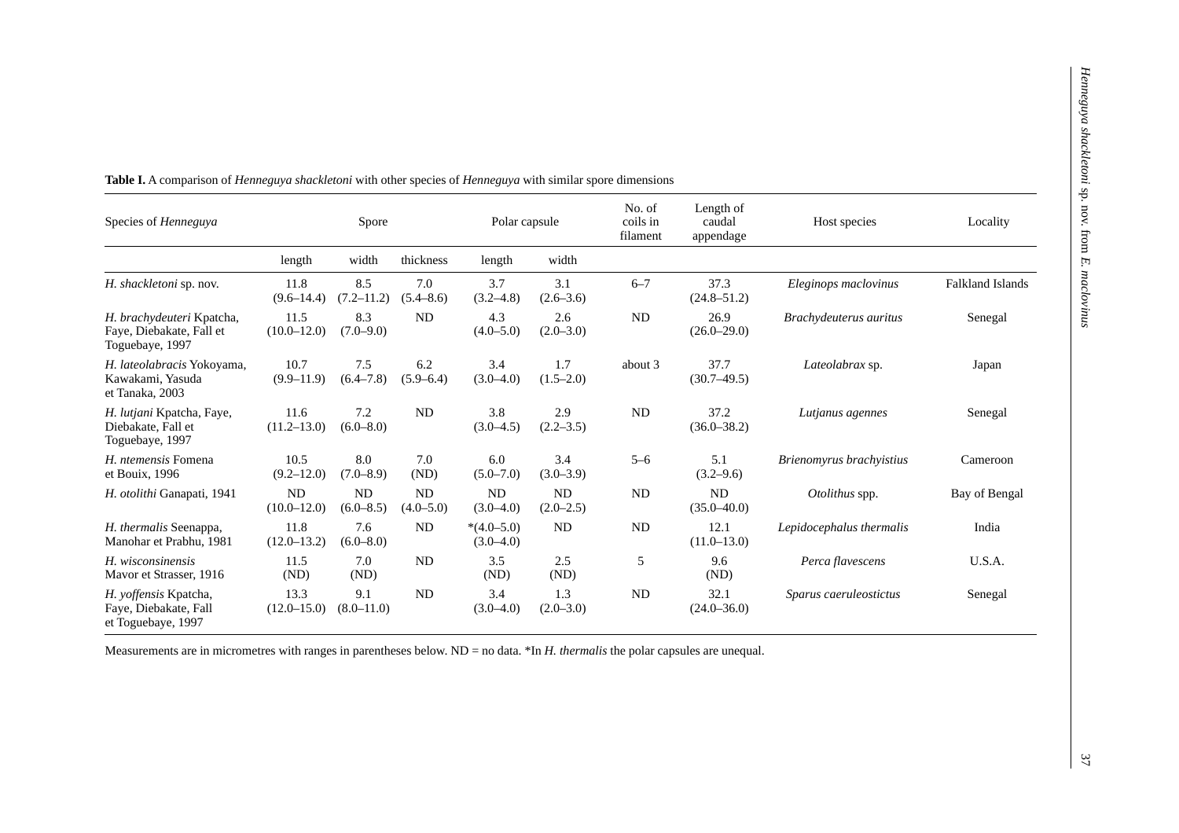**Table I.** A comparison of *Henneguya shackletoni* with other species of *Henneguya* with similar spore dimensions

| Species of *Henneguya* | Spore | | | Polar capsule | | No. of coils in filament | Length of caudal appendage | Host species | Locality |
|---|---|---|---|---|---|---|---|---|---|
| | length | width | thickness | length | width | | | | |
| *H. shackletoni* sp. nov. | 11.8 (9.6–14.4) | 8.5 (7.2–11.2) | 7.0 (5.4–8.6) | 3.7 (3.2–4.8) | 3.1 (2.6–3.6) | 6–7 | 37.3 (24.8–51.2) | *Eleginops maclovinus* | Falkland Islands |
| *H. brachydeuteri* Kpatcha, Faye, Diebakate, Fall et Toguebaye, 1997 | 11.5 (10.0–12.0) | 8.3 (7.0–9.0) | ND | 4.3 (4.0–5.0) | 2.6 (2.0–3.0) | ND | 26.9 (26.0–29.0) | *Brachydeuterus auritus* | Senegal |
| *H. lateolabracis* Yokoyama, Kawakami, Yasuda et Tanaka, 2003 | 10.7 (9.9–11.9) | 7.5 (6.4–7.8) | 6.2 (5.9–6.4) | 3.4 (3.0–4.0) | 1.7 (1.5–2.0) | about 3 | 37.7 (30.7–49.5) | *Lateolabrax* sp. | Japan |
| *H. lutjani* Kpatcha, Faye, Diebakate, Fall et Toguebaye, 1997 | 11.6 (11.2–13.0) | 7.2 (6.0–8.0) | ND | 3.8 (3.0–4.5) | 2.9 (2.2–3.5) | ND | 37.2 (36.0–38.2) | *Lutjanus agennes* | Senegal |
| *H. ntemensis* Fomena et Bouix, 1996 | 10.5 (9.2–12.0) | 8.0 (7.0–8.9) | 7.0 (ND) | 6.0 (5.0–7.0) | 3.4 (3.0–3.9) | 5–6 | 5.1 (3.2–9.6) | *Brienomyrus brachyistius* | Cameroon |
| *H. otolithi* Ganapati, 1941 | ND (10.0–12.0) | ND (6.0–8.5) | ND (4.0–5.0) | ND (3.0–4.0) | ND (2.0–2.5) | ND | ND (35.0–40.0) | *Otolithus* spp. | Bay of Bengal |
| *H. thermalis* Seenappa, Manohar et Prabhu, 1981 | 11.8 (12.0–13.2) | 7.6 (6.0–8.0) | ND | *(4.0–5.0) (3.0–4.0) | ND | ND | 12.1 (11.0–13.0) | *Lepidocephalus thermalis* | India |
| *H. wisconsinensis* Mavor et Strasser, 1916 | 11.5 (ND) | 7.0 (ND) | ND | 3.5 (ND) | 2.5 (ND) | 5 | 9.6 (ND) | *Perca flavescens* | U.S.A. |
| *H. yoffensis* Kpatcha, Faye, Diebakate, Fall et Toguebaye, 1997 | 13.3 (12.0–15.0) | 9.1 (8.0–11.0) | ND | 3.4 (3.0–4.0) | 1.3 (2.0–3.0) | ND | 32.1 (24.0–36.0) | *Sparus caeruleostictus* | Senegal |

Measurements are in micrometres with ranges in parentheses below. ND = no data. *In *H. thermalis* the polar capsules are unequal.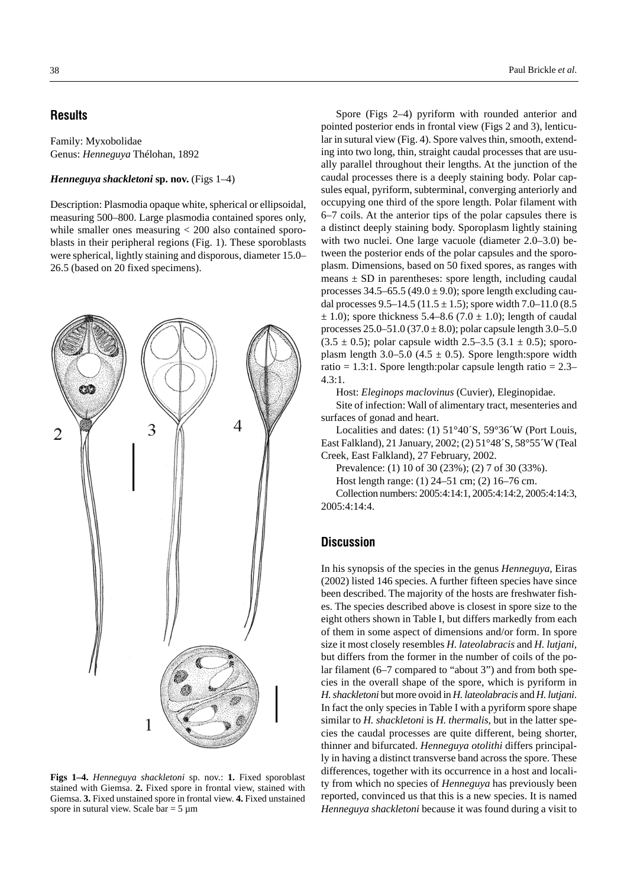## Results

Family: Myxobolidae
Genus: *Henneguya* Thélohan, 1892

***Henneguya shackletoni* sp. nov.** (Figs 1–4)

Description: Plasmodia opaque white, spherical or ellipsoidal, measuring 500–800. Large plasmodia contained spores only, while smaller ones measuring < 200 also contained sporoblasts in their peripheral regions (Fig. 1). These sporoblasts were spherical, lightly staining and disporous, diameter 15.0–26.5 (based on 20 fixed specimens).

**Figs 1–4.** *Henneguya shackletoni* sp. nov.: **1.** Fixed sporoblast stained with Giemsa. **2.** Fixed spore in frontal view, stained with Giemsa. **3.** Fixed unstained spore in frontal view. **4.** Fixed unstained spore in sutural view. Scale bar = 5 µm

Spore (Figs 2–4) pyriform with rounded anterior and pointed posterior ends in frontal view (Figs 2 and 3), lenticular in sutural view (Fig. 4). Spore valves thin, smooth, extending into two long, thin, straight caudal processes that are usually parallel throughout their lengths. At the junction of the caudal processes there is a deeply staining body. Polar capsules equal, pyriform, subterminal, converging anteriorly and occupying one third of the spore length. Polar filament with 6–7 coils. At the anterior tips of the polar capsules there is a distinct deeply staining body. Sporoplasm lightly staining with two nuclei. One large vacuole (diameter 2.0–3.0) between the posterior ends of the polar capsules and the sporoplasm. Dimensions, based on 50 fixed spores, as ranges with means ± SD in parentheses: spore length, including caudal processes 34.5–65.5 (49.0 ± 9.0); spore length excluding caudal processes 9.5–14.5 (11.5 ± 1.5); spore width 7.0–11.0 (8.5 ± 1.0); spore thickness 5.4–8.6 (7.0 ± 1.0); length of caudal processes 25.0–51.0 (37.0 ± 8.0); polar capsule length 3.0–5.0 (3.5 ± 0.5); polar capsule width 2.5–3.5 (3.1 ± 0.5); sporoplasm length 3.0–5.0 (4.5 ± 0.5). Spore length:spore width ratio = 1.3:1. Spore length:polar capsule length ratio = 2.3–4.3:1.

Host: *Eleginops maclovinus* (Cuvier), Eleginopidae.

Site of infection: Wall of alimentary tract, mesenteries and surfaces of gonad and heart.

Localities and dates: (1) 51°40´S, 59°36´W (Port Louis, East Falkland), 21 January, 2002; (2) 51°48´S, 58°55´W (Teal Creek, East Falkland), 27 February, 2002.

Prevalence: (1) 10 of 30 (23%); (2) 7 of 30 (33%).

Host length range: (1) 24–51 cm; (2) 16–76 cm.

Collection numbers: 2005:4:14:1, 2005:4:14:2, 2005:4:14:3, 2005:4:14:4.

## Discussion

In his synopsis of the species in the genus *Henneguya*, Eiras (2002) listed 146 species. A further fifteen species have since been described. The majority of the hosts are freshwater fishes. The species described above is closest in spore size to the eight others shown in Table I, but differs markedly from each of them in some aspect of dimensions and/or form. In spore size it most closely resembles *H. lateolabracis* and *H. lutjani*, but differs from the former in the number of coils of the polar filament (6–7 compared to "about 3") and from both species in the overall shape of the spore, which is pyriform in *H. shackletoni* but more ovoid in *H. lateolabracis* and *H. lutjani*. In fact the only species in Table I with a pyriform spore shape similar to *H. shackletoni* is *H. thermalis*, but in the latter species the caudal processes are quite different, being shorter, thinner and bifurcated. *Henneguya otolithi* differs principally in having a distinct transverse band across the spore. These differences, together with its occurrence in a host and locality from which no species of *Henneguya* has previously been reported, convinced us that this is a new species. It is named *Henneguya shackletoni* because it was found during a visit to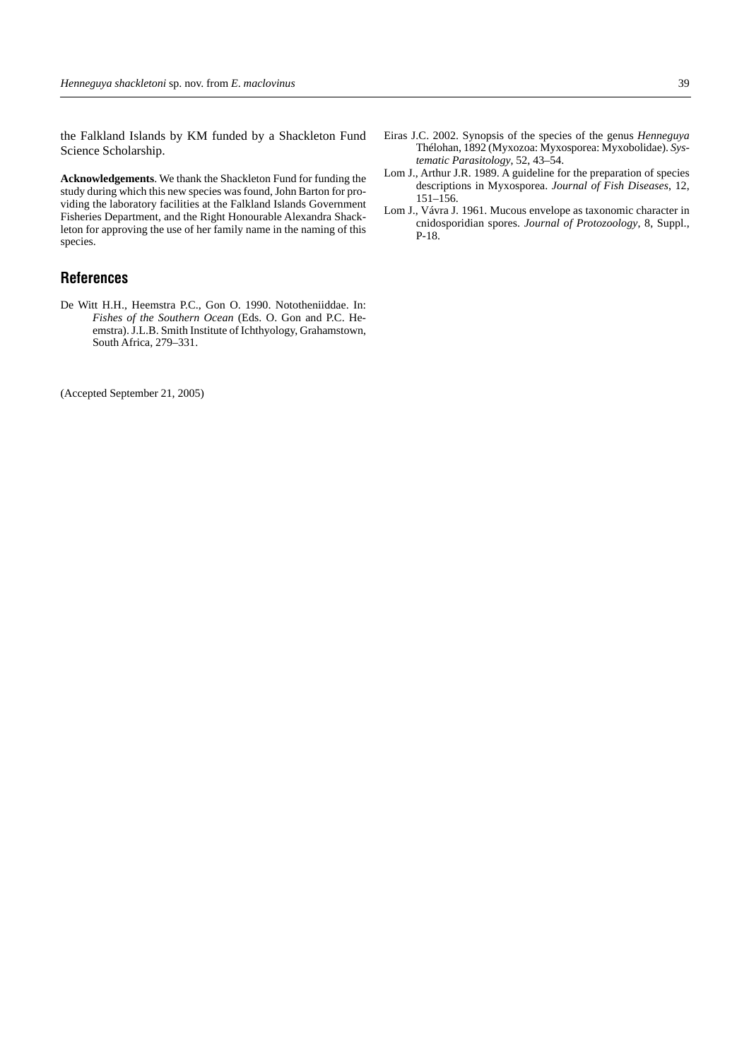the Falkland Islands by KM funded by a Shackleton Fund Science Scholarship.

**Acknowledgements**. We thank the Shackleton Fund for funding the study during which this new species was found, John Barton for providing the laboratory facilities at the Falkland Islands Government Fisheries Department, and the Right Honourable Alexandra Shackleton for approving the use of her family name in the naming of this species.

## References

De Witt H.H., Heemstra P.C., Gon O. 1990. Nototheniiddae. In: *Fishes of the Southern Ocean* (Eds. O. Gon and P.C. Heemstra). J.L.B. Smith Institute of Ichthyology, Grahamstown, South Africa, 279–331.

Eiras J.C. 2002. Synopsis of the species of the genus *Henneguya* Thélohan, 1892 (Myxozoa: Myxosporea: Myxobolidae). *Systematic Parasitology*, 52, 43–54.

Lom J., Arthur J.R. 1989. A guideline for the preparation of species descriptions in Myxosporea. *Journal of Fish Diseases*, 12, 151–156.

Lom J., Vávra J. 1961. Mucous envelope as taxonomic character in cnidosporidian spores. *Journal of Protozoology*, 8, Suppl., P-18.

(Accepted September 21, 2005)